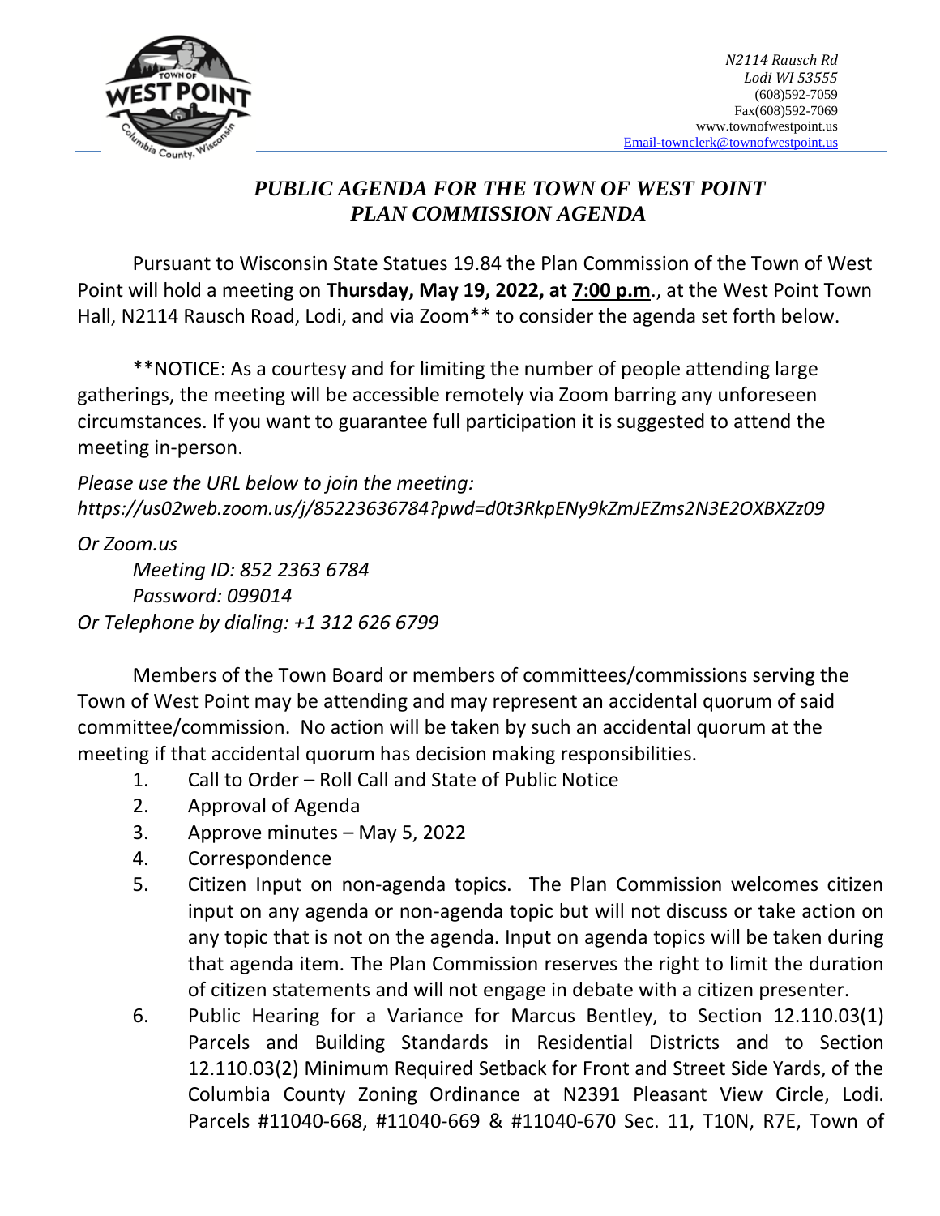N2114 Rausch Rd
Lodi WI 53555
(608)592-7059
Fax(608)592-7069
www.townofwestpoint.us
Email-townclerk@townofwestpoint.us

## *PUBLIC AGENDA FOR THE TOWN OF WEST POINT PLAN COMMISSION AGENDA*

Pursuant to Wisconsin State Statues 19.84 the Plan Commission of the Town of West Point will hold a meeting on **Thursday, May 19, 2022, at 7:00 p.m**., at the West Point Town Hall, N2114 Rausch Road, Lodi, and via Zoom** to consider the agenda set forth below.

**NOTICE: As a courtesy and for limiting the number of people attending large gatherings, the meeting will be accessible remotely via Zoom barring any unforeseen circumstances. If you want to guarantee full participation it is suggested to attend the meeting in-person.

*Please use the URL below to join the meeting:*
*https://us02web.zoom.us/j/85223636784?pwd=d0t3RkpENy9kZmJEZms2N3E2OXBXZz09*

*Or Zoom.us*
*Meeting ID: 852 2363 6784*
*Password: 099014*
*Or Telephone by dialing: +1 312 626 6799*

Members of the Town Board or members of committees/commissions serving the Town of West Point may be attending and may represent an accidental quorum of said committee/commission. No action will be taken by such an accidental quorum at the meeting if that accidental quorum has decision making responsibilities.

1. Call to Order – Roll Call and State of Public Notice
2. Approval of Agenda
3. Approve minutes – May 5, 2022
4. Correspondence
5. Citizen Input on non-agenda topics. The Plan Commission welcomes citizen input on any agenda or non-agenda topic but will not discuss or take action on any topic that is not on the agenda. Input on agenda topics will be taken during that agenda item. The Plan Commission reserves the right to limit the duration of citizen statements and will not engage in debate with a citizen presenter.
6. Public Hearing for a Variance for Marcus Bentley, to Section 12.110.03(1) Parcels and Building Standards in Residential Districts and to Section 12.110.03(2) Minimum Required Setback for Front and Street Side Yards, of the Columbia County Zoning Ordinance at N2391 Pleasant View Circle, Lodi. Parcels #11040-668, #11040-669 & #11040-670 Sec. 11, T10N, R7E, Town of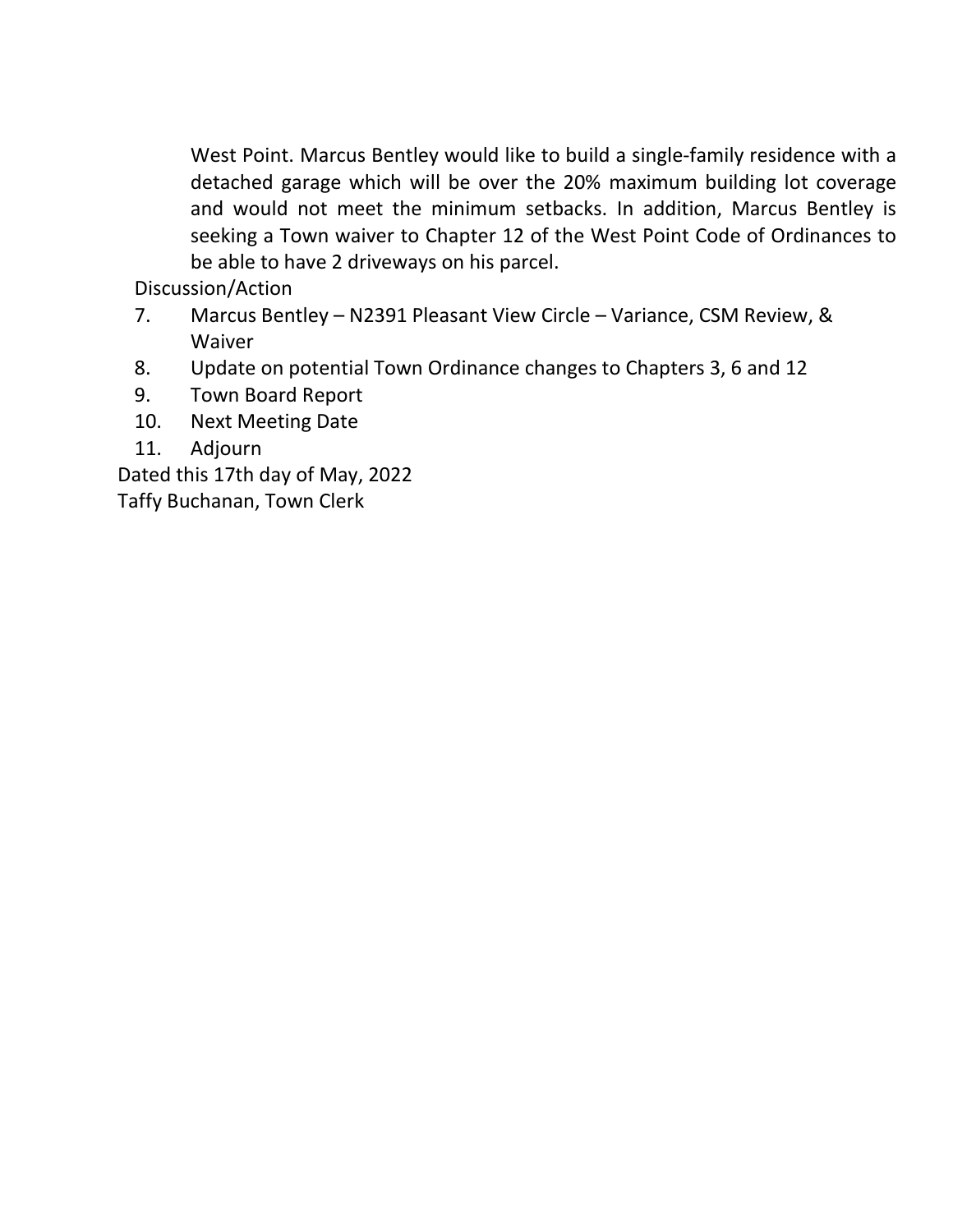West Point. Marcus Bentley would like to build a single-family residence with a detached garage which will be over the 20% maximum building lot coverage and would not meet the minimum setbacks. In addition, Marcus Bentley is seeking a Town waiver to Chapter 12 of the West Point Code of Ordinances to be able to have 2 driveways on his parcel.

Discussion/Action

7. Marcus Bentley – N2391 Pleasant View Circle – Variance, CSM Review, & Waiver
8. Update on potential Town Ordinance changes to Chapters 3, 6 and 12
9. Town Board Report
10. Next Meeting Date
11. Adjourn

Dated this 17th day of May, 2022

Taffy Buchanan, Town Clerk